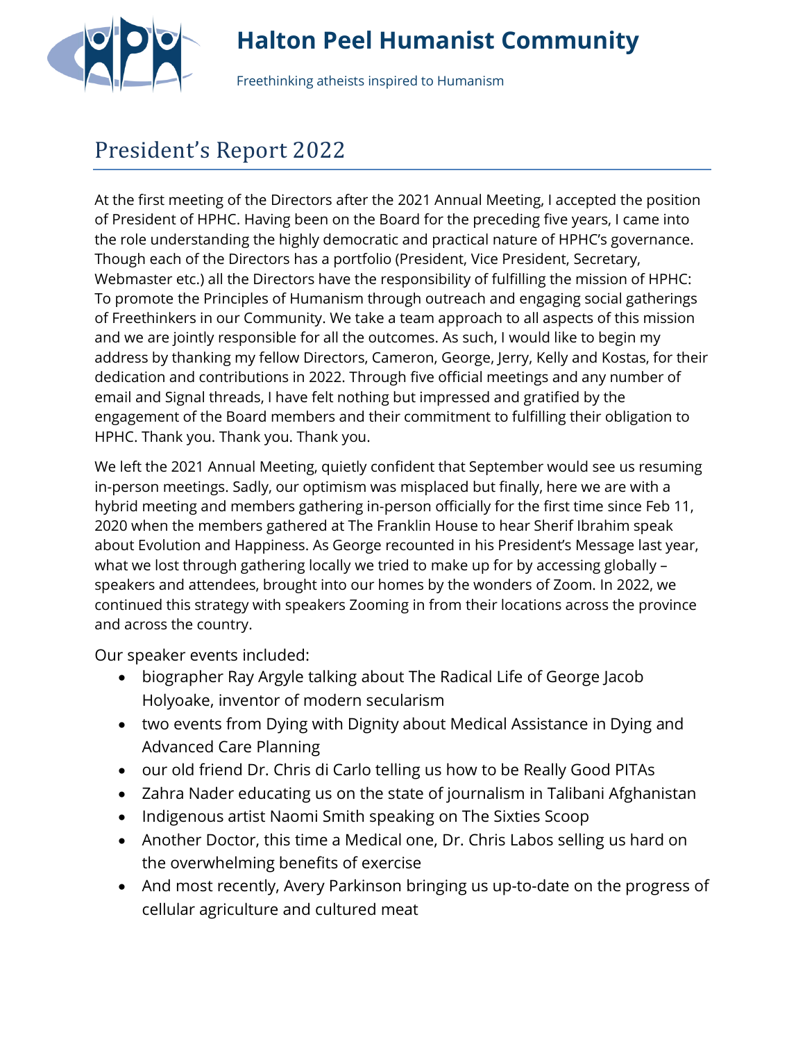# Halton Peel Humanist Community

Freethinking atheists inspired to Humanism

## President's Report 2022

At the first meeting of the Directors after the 2021 Annual Meeting, I accepted the position of President of HPHC. Having been on the Board for the preceding five years, I came into the role understanding the highly democratic and practical nature of HPHC's governance. Though each of the Directors has a portfolio (President, Vice President, Secretary, Webmaster etc.) all the Directors have the responsibility of fulfilling the mission of HPHC: To promote the Principles of Humanism through outreach and engaging social gatherings of Freethinkers in our Community. We take a team approach to all aspects of this mission and we are jointly responsible for all the outcomes. As such, I would like to begin my address by thanking my fellow Directors, Cameron, George, Jerry, Kelly and Kostas, for their dedication and contributions in 2022. Through five official meetings and any number of email and Signal threads, I have felt nothing but impressed and gratified by the engagement of the Board members and their commitment to fulfilling their obligation to HPHC. Thank you. Thank you. Thank you.

We left the 2021 Annual Meeting, quietly confident that September would see us resuming in-person meetings. Sadly, our optimism was misplaced but finally, here we are with a hybrid meeting and members gathering in-person officially for the first time since Feb 11, 2020 when the members gathered at The Franklin House to hear Sherif Ibrahim speak about Evolution and Happiness. As George recounted in his President's Message last year, what we lost through gathering locally we tried to make up for by accessing globally – speakers and attendees, brought into our homes by the wonders of Zoom. In 2022, we continued this strategy with speakers Zooming in from their locations across the province and across the country.

Our speaker events included:

- biographer Ray Argyle talking about The Radical Life of George Jacob Holyoake, inventor of modern secularism
- two events from Dying with Dignity about Medical Assistance in Dying and Advanced Care Planning
- our old friend Dr. Chris di Carlo telling us how to be Really Good PITAs
- Zahra Nader educating us on the state of journalism in Talibani Afghanistan
- Indigenous artist Naomi Smith speaking on The Sixties Scoop
- Another Doctor, this time a Medical one, Dr. Chris Labos selling us hard on the overwhelming benefits of exercise
- And most recently, Avery Parkinson bringing us up-to-date on the progress of cellular agriculture and cultured meat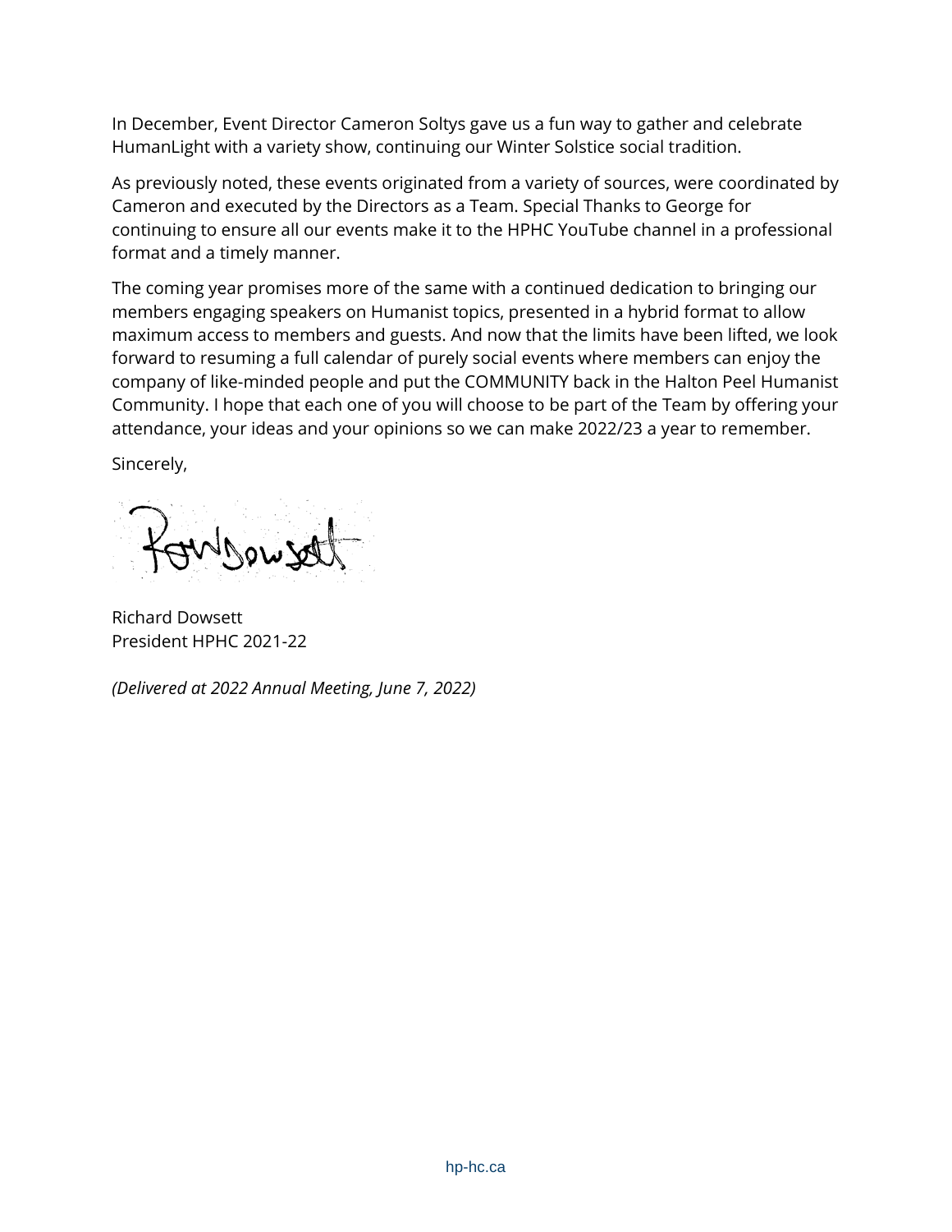In December, Event Director Cameron Soltys gave us a fun way to gather and celebrate HumanLight with a variety show, continuing our Winter Solstice social tradition.

As previously noted, these events originated from a variety of sources, were coordinated by Cameron and executed by the Directors as a Team. Special Thanks to George for continuing to ensure all our events make it to the HPHC YouTube channel in a professional format and a timely manner.

The coming year promises more of the same with a continued dedication to bringing our members engaging speakers on Humanist topics, presented in a hybrid format to allow maximum access to members and guests. And now that the limits have been lifted, we look forward to resuming a full calendar of purely social events where members can enjoy the company of like-minded people and put the COMMUNITY back in the Halton Peel Humanist Community. I hope that each one of you will choose to be part of the Team by offering your attendance, your ideas and your opinions so we can make 2022/23 a year to remember.

Sincerely,

Richard Dowsett
President HPHC 2021-22

*(Delivered at 2022 Annual Meeting, June 7, 2022)*